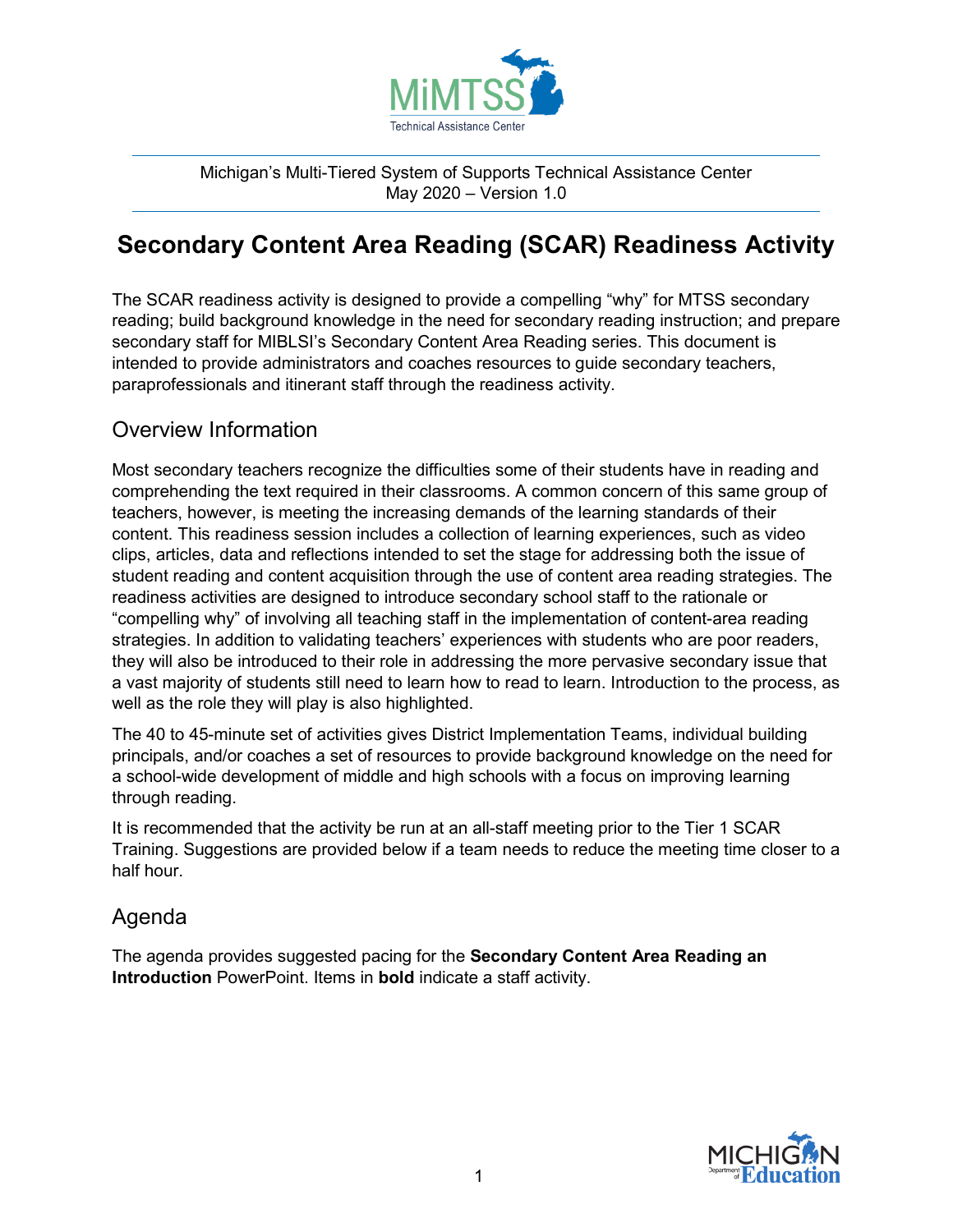Michigan's Multi-Tiered System of Supports Technical Assistance Center
May 2020 – Version 1.0

# Secondary Content Area Reading (SCAR) Readiness Activity

The SCAR readiness activity is designed to provide a compelling "why" for MTSS secondary reading; build background knowledge in the need for secondary reading instruction; and prepare secondary staff for MIBLSI's Secondary Content Area Reading series. This document is intended to provide administrators and coaches resources to guide secondary teachers, paraprofessionals and itinerant staff through the readiness activity.

## Overview Information

Most secondary teachers recognize the difficulties some of their students have in reading and comprehending the text required in their classrooms. A common concern of this same group of teachers, however, is meeting the increasing demands of the learning standards of their content. This readiness session includes a collection of learning experiences, such as video clips, articles, data and reflections intended to set the stage for addressing both the issue of student reading and content acquisition through the use of content area reading strategies. The readiness activities are designed to introduce secondary school staff to the rationale or "compelling why" of involving all teaching staff in the implementation of content-area reading strategies. In addition to validating teachers' experiences with students who are poor readers, they will also be introduced to their role in addressing the more pervasive secondary issue that a vast majority of students still need to learn how to read to learn. Introduction to the process, as well as the role they will play is also highlighted.

The 40 to 45-minute set of activities gives District Implementation Teams, individual building principals, and/or coaches a set of resources to provide background knowledge on the need for a school-wide development of middle and high schools with a focus on improving learning through reading.

It is recommended that the activity be run at an all-staff meeting prior to the Tier 1 SCAR Training. Suggestions are provided below if a team needs to reduce the meeting time closer to a half hour.

## Agenda

The agenda provides suggested pacing for the **Secondary Content Area Reading an Introduction** PowerPoint. Items in **bold** indicate a staff activity.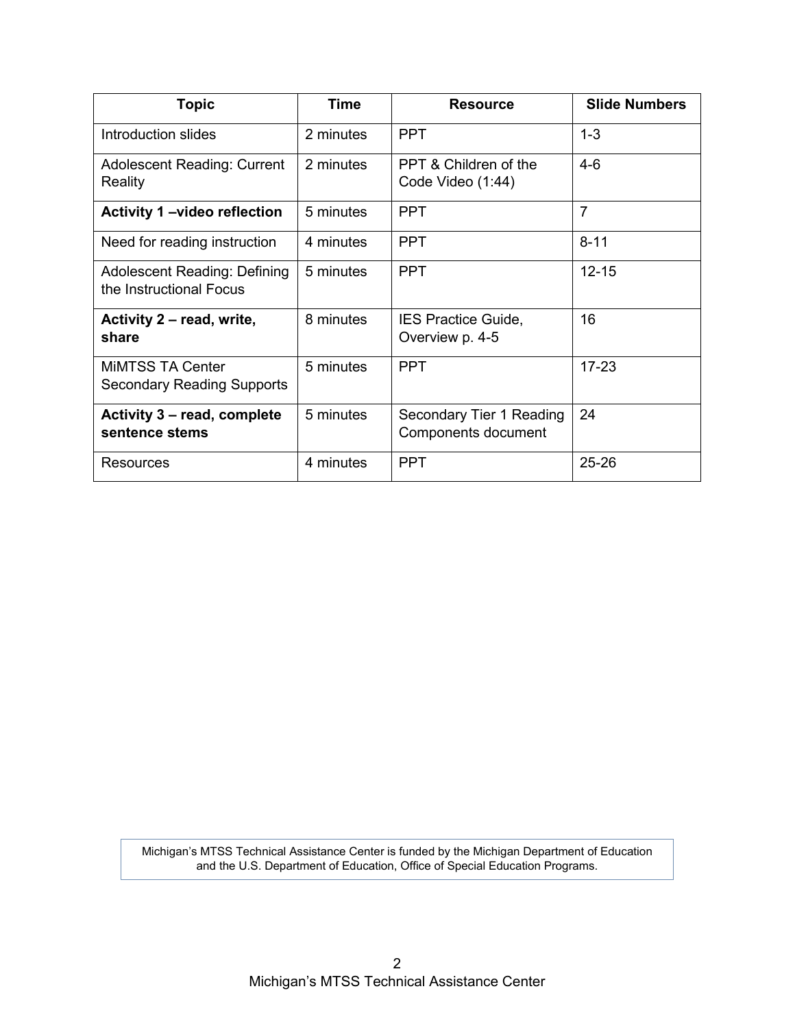| Topic | Time | Resource | Slide Numbers |
| --- | --- | --- | --- |
| Introduction slides | 2 minutes | PPT | 1-3 |
| Adolescent Reading: Current Reality | 2 minutes | PPT & Children of the Code Video (1:44) | 4-6 |
| **Activity 1 –video reflection** | 5 minutes | PPT | 7 |
| Need for reading instruction | 4 minutes | PPT | 8-11 |
| Adolescent Reading: Defining the Instructional Focus | 5 minutes | PPT | 12-15 |
| **Activity 2 – read, write, share** | 8 minutes | IES Practice Guide, Overview p. 4-5 | 16 |
| MiMTSS TA Center Secondary Reading Supports | 5 minutes | PPT | 17-23 |
| **Activity 3 – read, complete sentence stems** | 5 minutes | Secondary Tier 1 Reading Components document | 24 |
| Resources | 4 minutes | PPT | 25-26 |

Michigan's MTSS Technical Assistance Center is funded by the Michigan Department of Education and the U.S. Department of Education, Office of Special Education Programs.